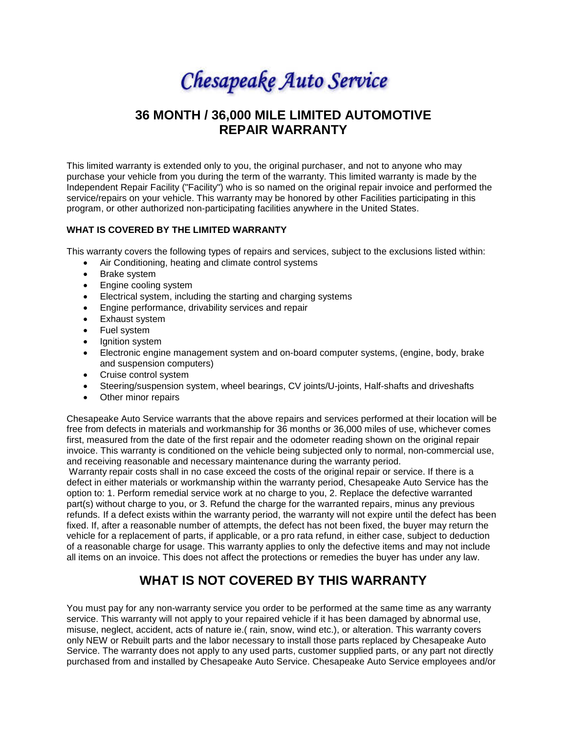# Chesapeake Auto Service

## 36 MONTH / 36,000 MILE LIMITED AUTOMOTIVE REPAIR WARRANTY

This limited warranty is extended only to you, the original purchaser, and not to anyone who may purchase your vehicle from you during the term of the warranty. This limited warranty is made by the Independent Repair Facility ("Facility") who is so named on the original repair invoice and performed the service/repairs on your vehicle. This warranty may be honored by other Facilities participating in this program, or other authorized non-participating facilities anywhere in the United States.

**WHAT IS COVERED BY THE LIMITED WARRANTY**

This warranty covers the following types of repairs and services, subject to the exclusions listed within:

- Air Conditioning, heating and climate control systems
- Brake system
- Engine cooling system
- Electrical system, including the starting and charging systems
- Engine performance, drivability services and repair
- Exhaust system
- Fuel system
- Ignition system
- Electronic engine management system and on-board computer systems, (engine, body, brake and suspension computers)
- Cruise control system
- Steering/suspension system, wheel bearings, CV joints/U-joints, Half-shafts and driveshafts
- Other minor repairs

Chesapeake Auto Service warrants that the above repairs and services performed at their location will be free from defects in materials and workmanship for 36 months or 36,000 miles of use, whichever comes first, measured from the date of the first repair and the odometer reading shown on the original repair invoice. This warranty is conditioned on the vehicle being subjected only to normal, non-commercial use, and receiving reasonable and necessary maintenance during the warranty period.

Warranty repair costs shall in no case exceed the costs of the original repair or service. If there is a defect in either materials or workmanship within the warranty period, Chesapeake Auto Service has the option to: 1. Perform remedial service work at no charge to you, 2. Replace the defective warranted part(s) without charge to you, or 3. Refund the charge for the warranted repairs, minus any previous refunds. If a defect exists within the warranty period, the warranty will not expire until the defect has been fixed. If, after a reasonable number of attempts, the defect has not been fixed, the buyer may return the vehicle for a replacement of parts, if applicable, or a pro rata refund, in either case, subject to deduction of a reasonable charge for usage. This warranty applies to only the defective items and may not include all items on an invoice. This does not affect the protections or remedies the buyer has under any law.

## WHAT IS NOT COVERED BY THIS WARRANTY

You must pay for any non-warranty service you order to be performed at the same time as any warranty service. This warranty will not apply to your repaired vehicle if it has been damaged by abnormal use, misuse, neglect, accident, acts of nature ie.( rain, snow, wind etc.), or alteration. This warranty covers only NEW or Rebuilt parts and the labor necessary to install those parts replaced by Chesapeake Auto Service. The warranty does not apply to any used parts, customer supplied parts, or any part not directly purchased from and installed by Chesapeake Auto Service. Chesapeake Auto Service employees and/or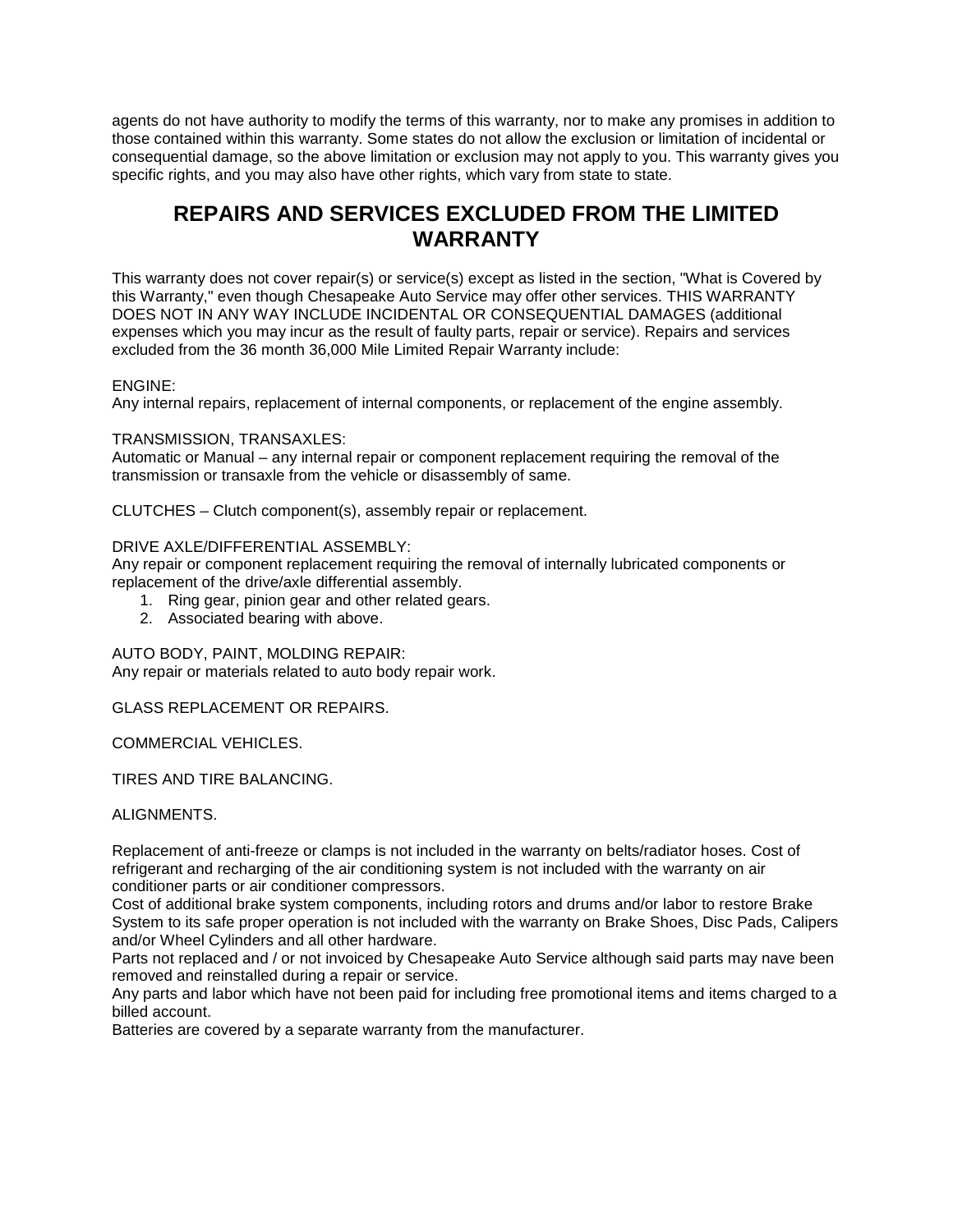agents do not have authority to modify the terms of this warranty, nor to make any promises in addition to those contained within this warranty. Some states do not allow the exclusion or limitation of incidental or consequential damage, so the above limitation or exclusion may not apply to you. This warranty gives you specific rights, and you may also have other rights, which vary from state to state.

## REPAIRS AND SERVICES EXCLUDED FROM THE LIMITED WARRANTY

This warranty does not cover repair(s) or service(s) except as listed in the section, "What is Covered by this Warranty," even though Chesapeake Auto Service may offer other services. THIS WARRANTY DOES NOT IN ANY WAY INCLUDE INCIDENTAL OR CONSEQUENTIAL DAMAGES (additional expenses which you may incur as the result of faulty parts, repair or service). Repairs and services excluded from the 36 month 36,000 Mile Limited Repair Warranty include:

ENGINE:
Any internal repairs, replacement of internal components, or replacement of the engine assembly.

TRANSMISSION, TRANSAXLES:
Automatic or Manual – any internal repair or component replacement requiring the removal of the transmission or transaxle from the vehicle or disassembly of same.

CLUTCHES – Clutch component(s), assembly repair or replacement.

DRIVE AXLE/DIFFERENTIAL ASSEMBLY:
Any repair or component replacement requiring the removal of internally lubricated components or replacement of the drive/axle differential assembly.

1. Ring gear, pinion gear and other related gears.
2. Associated bearing with above.

AUTO BODY, PAINT, MOLDING REPAIR:
Any repair or materials related to auto body repair work.

GLASS REPLACEMENT OR REPAIRS.

COMMERCIAL VEHICLES.

TIRES AND TIRE BALANCING.

ALIGNMENTS.

Replacement of anti-freeze or clamps is not included in the warranty on belts/radiator hoses. Cost of refrigerant and recharging of the air conditioning system is not included with the warranty on air conditioner parts or air conditioner compressors.
Cost of additional brake system components, including rotors and drums and/or labor to restore Brake System to its safe proper operation is not included with the warranty on Brake Shoes, Disc Pads, Calipers and/or Wheel Cylinders and all other hardware.
Parts not replaced and / or not invoiced by Chesapeake Auto Service although said parts may nave been removed and reinstalled during a repair or service.
Any parts and labor which have not been paid for including free promotional items and items charged to a billed account.
Batteries are covered by a separate warranty from the manufacturer.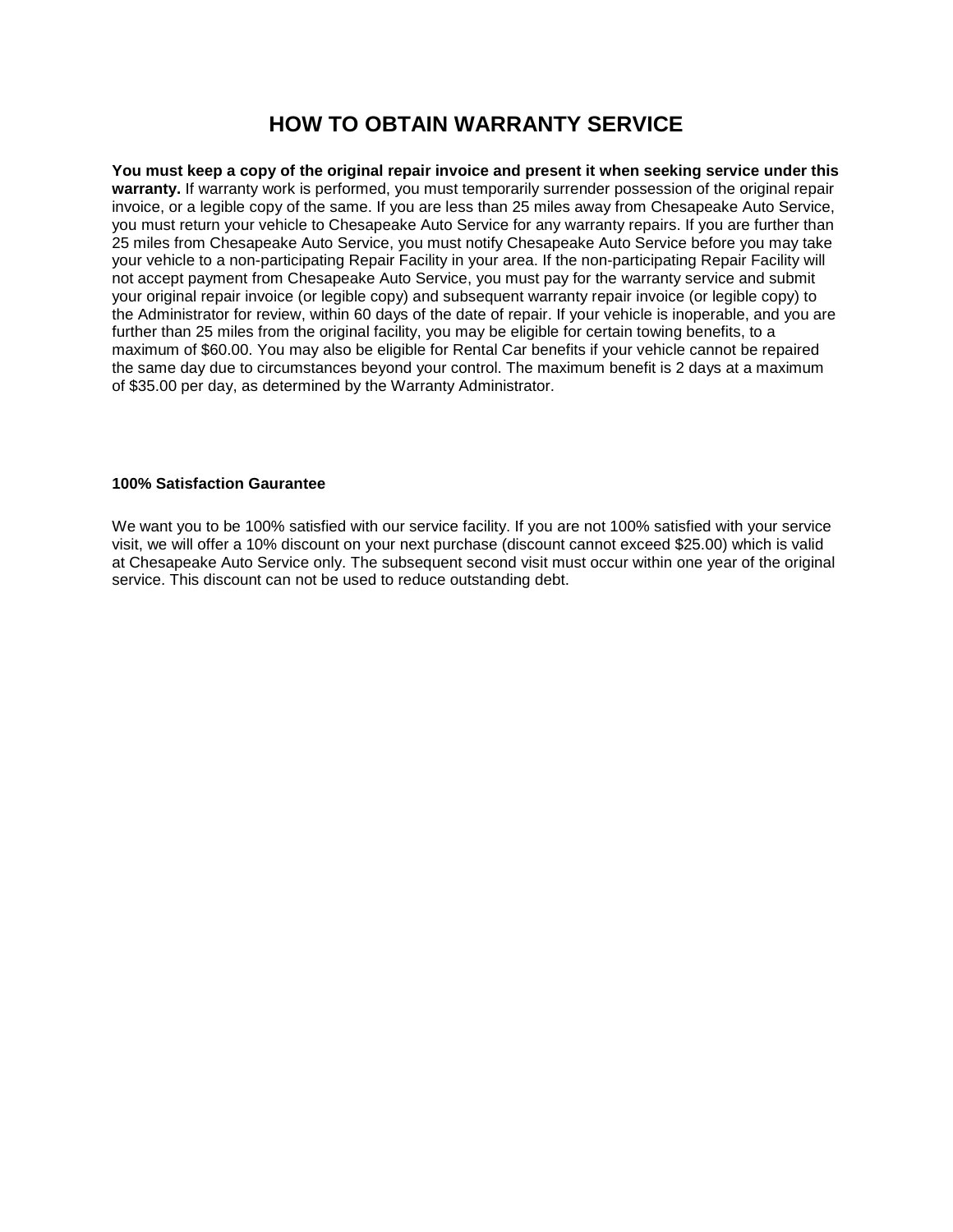# HOW TO OBTAIN WARRANTY SERVICE

**You must keep a copy of the original repair invoice and present it when seeking service under this warranty.** If warranty work is performed, you must temporarily surrender possession of the original repair invoice, or a legible copy of the same. If you are less than 25 miles away from Chesapeake Auto Service, you must return your vehicle to Chesapeake Auto Service for any warranty repairs. If you are further than 25 miles from Chesapeake Auto Service, you must notify Chesapeake Auto Service before you may take your vehicle to a non-participating Repair Facility in your area. If the non-participating Repair Facility will not accept payment from Chesapeake Auto Service, you must pay for the warranty service and submit your original repair invoice (or legible copy) and subsequent warranty repair invoice (or legible copy) to the Administrator for review, within 60 days of the date of repair. If your vehicle is inoperable, and you are further than 25 miles from the original facility, you may be eligible for certain towing benefits, to a maximum of $60.00. You may also be eligible for Rental Car benefits if your vehicle cannot be repaired the same day due to circumstances beyond your control. The maximum benefit is 2 days at a maximum of $35.00 per day, as determined by the Warranty Administrator.

**100% Satisfaction Gaurantee**

We want you to be 100% satisfied with our service facility. If you are not 100% satisfied with your service visit, we will offer a 10% discount on your next purchase (discount cannot exceed $25.00) which is valid at Chesapeake Auto Service only. The subsequent second visit must occur within one year of the original service. This discount can not be used to reduce outstanding debt.